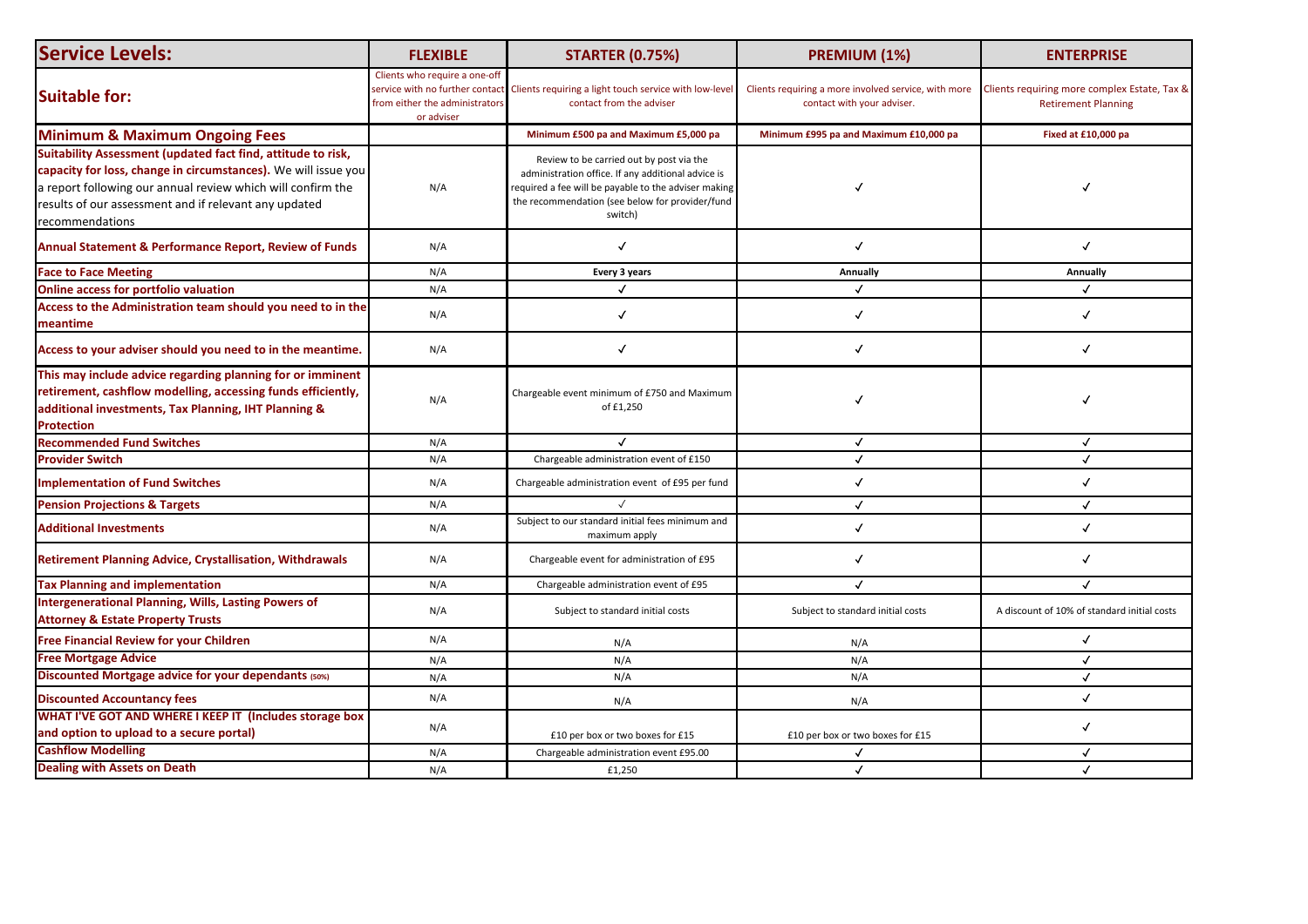| Service Levels: | FLEXIBLE | STARTER (0.75%) | PREMIUM (1%) | ENTERPRISE |
|---|---|---|---|---|
| **Suitable for:** | Clients who require a one-off service with no further contact from either the administrators or adviser | Clients requiring a light touch service with low-level contact from the adviser | Clients requiring a more involved service, with more contact with your adviser. | Clients requiring more complex Estate, Tax & Retirement Planning |
| **Minimum & Maximum Ongoing Fees** | | **Minimum £500 pa and Maximum £5,000 pa** | **Minimum £995 pa and Maximum £10,000 pa** | **Fixed at £10,000 pa** |
| **Suitability Assessment (updated fact find, attitude to risk, capacity for loss, change in circumstances).** We will issue you a report following our annual review which will confirm the results of our assessment and if relevant any updated recommendations | N/A | Review to be carried out by post via the administration office. If any additional advice is required a fee will be payable to the adviser making the recommendation (see below for provider/fund switch) | ✓ | ✓ |
| **Annual Statement & Performance Report, Review of Funds** | N/A | ✓ | ✓ | ✓ |
| **Face to Face Meeting** | N/A | **Every 3 years** | **Annually** | **Annually** |
| **Online access for portfolio valuation** | N/A | ✓ | ✓ | ✓ |
| **Access to the Administration team should you need to in the meantime** | N/A | ✓ | ✓ | ✓ |
| **Access to your adviser should you need to in the meantime.** | N/A | ✓ | ✓ | ✓ |
| **This may include advice regarding planning for or imminent retirement, cashflow modelling, accessing funds efficiently, additional investments, Tax Planning, IHT Planning & Protection** | N/A | Chargeable event minimum of £750 and Maximum of £1,250 | ✓ | ✓ |
| **Recommended Fund Switches** | N/A | ✓ | ✓ | ✓ |
| **Provider Switch** | N/A | Chargeable administration event of £150 | ✓ | ✓ |
| **Implementation of Fund Switches** | N/A | Chargeable administration event of £95 per fund | ✓ | ✓ |
| **Pension Projections & Targets** | N/A | ✓ | ✓ | ✓ |
| **Additional Investments** | N/A | Subject to our standard initial fees minimum and maximum apply | ✓ | ✓ |
| **Retirement Planning Advice, Crystallisation, Withdrawals** | N/A | Chargeable event for administration of £95 | ✓ | ✓ |
| **Tax Planning and implementation** | N/A | Chargeable administration event of £95 | ✓ | ✓ |
| **Intergenerational Planning, Wills, Lasting Powers of Attorney & Estate Property Trusts** | N/A | Subject to standard initial costs | Subject to standard initial costs | A discount of 10% of standard initial costs |
| **Free Financial Review for your Children** | N/A | N/A | N/A | ✓ |
| **Free Mortgage Advice** | N/A | N/A | N/A | ✓ |
| **Discounted Mortgage advice for your dependants (50%)** | N/A | N/A | N/A | ✓ |
| **Discounted Accountancy fees** | N/A | N/A | N/A | ✓ |
| **WHAT I'VE GOT AND WHERE I KEEP IT (Includes storage box and option to upload to a secure portal)** | N/A | £10 per box or two boxes for £15 | £10 per box or two boxes for £15 | ✓ |
| **Cashflow Modelling** | N/A | Chargeable administration event £95.00 | ✓ | ✓ |
| **Dealing with Assets on Death** | N/A | £1,250 | ✓ | ✓ |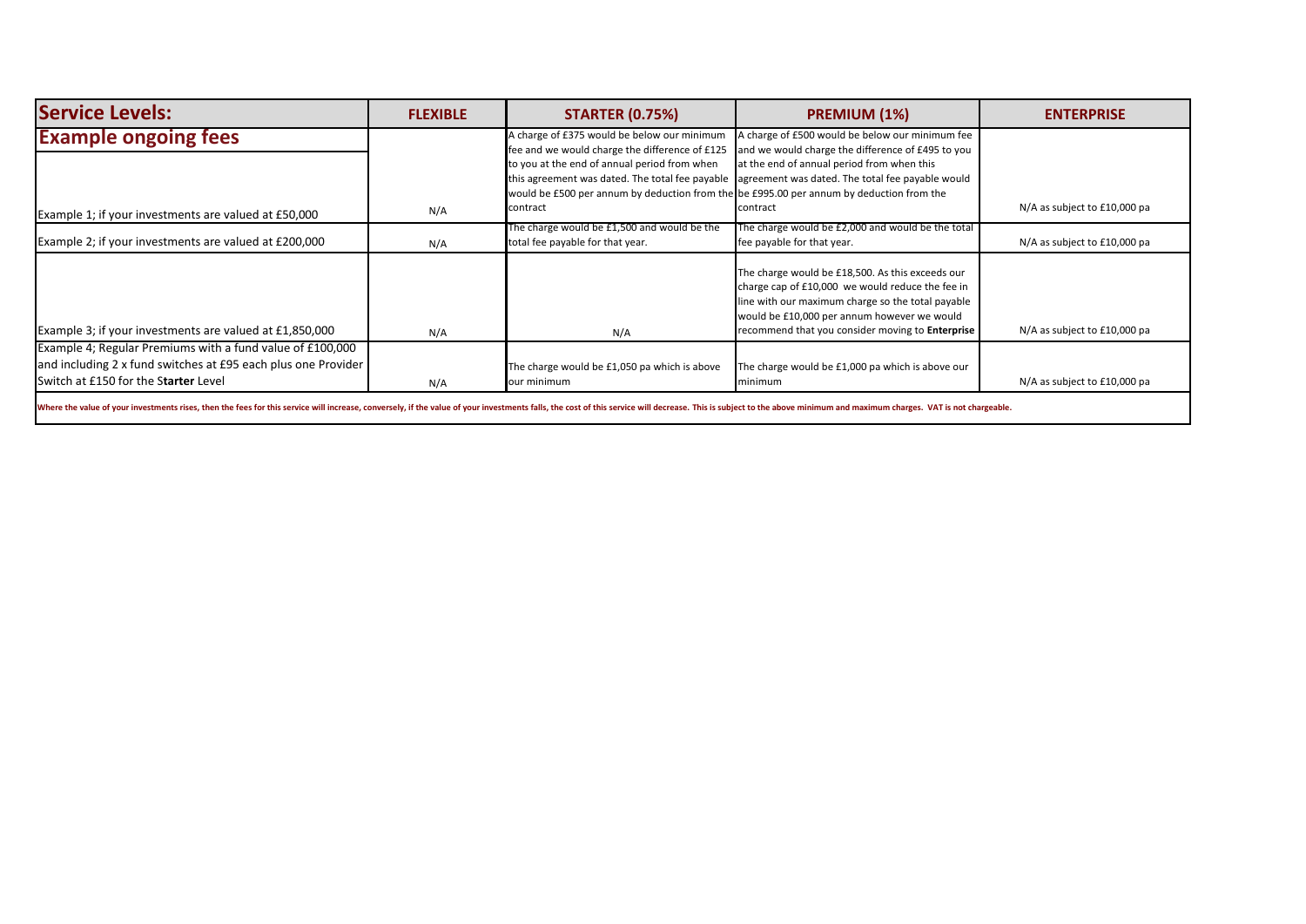| **Service Levels:** | **FLEXIBLE** | **STARTER (0.75%)** | **PREMIUM (1%)** | **ENTERPRISE** |
|---|---|---|---|---|
| **Example ongoing fees** | | | | |
| Example 1; if your investments are valued at £50,000 | N/A | A charge of £375 would be below our minimum fee and we would charge the difference of £125 to you at the end of annual period from when this agreement was dated. The total fee payable would be £500 per annum by deduction from the contract | A charge of £500 would be below our minimum fee and we would charge the difference of £495 to you at the end of annual period from when this agreement was dated. The total fee payable would be £995.00 per annum by deduction from the contract | N/A as subject to £10,000 pa |
| Example 2; if your investments are valued at £200,000 | N/A | The charge would be £1,500 and would be the total fee payable for that year. | The charge would be £2,000 and would be the total fee payable for that year. | N/A as subject to £10,000 pa |
| Example 3; if your investments are valued at £1,850,000 | N/A | N/A | The charge would be £18,500. As this exceeds our charge cap of £10,000 we would reduce the fee in line with our maximum charge so the total payable would be £10,000 per annum however we would recommend that you consider moving to **Enterprise** | N/A as subject to £10,000 pa |
| Example 4; Regular Premiums with a fund value of £100,000 and including 2 x fund switches at £95 each plus one Provider Switch at £150 for the S**tarter** Level | N/A | The charge would be £1,050 pa which is above our minimum | The charge would be £1,000 pa which is above our minimum | N/A as subject to £10,000 pa |

**Where the value of your investments rises, then the fees for this service will increase, conversely, if the value of your investments falls, the cost of this service will decrease. This is subject to the above minimum and maximum charges. VAT is not chargeable.**